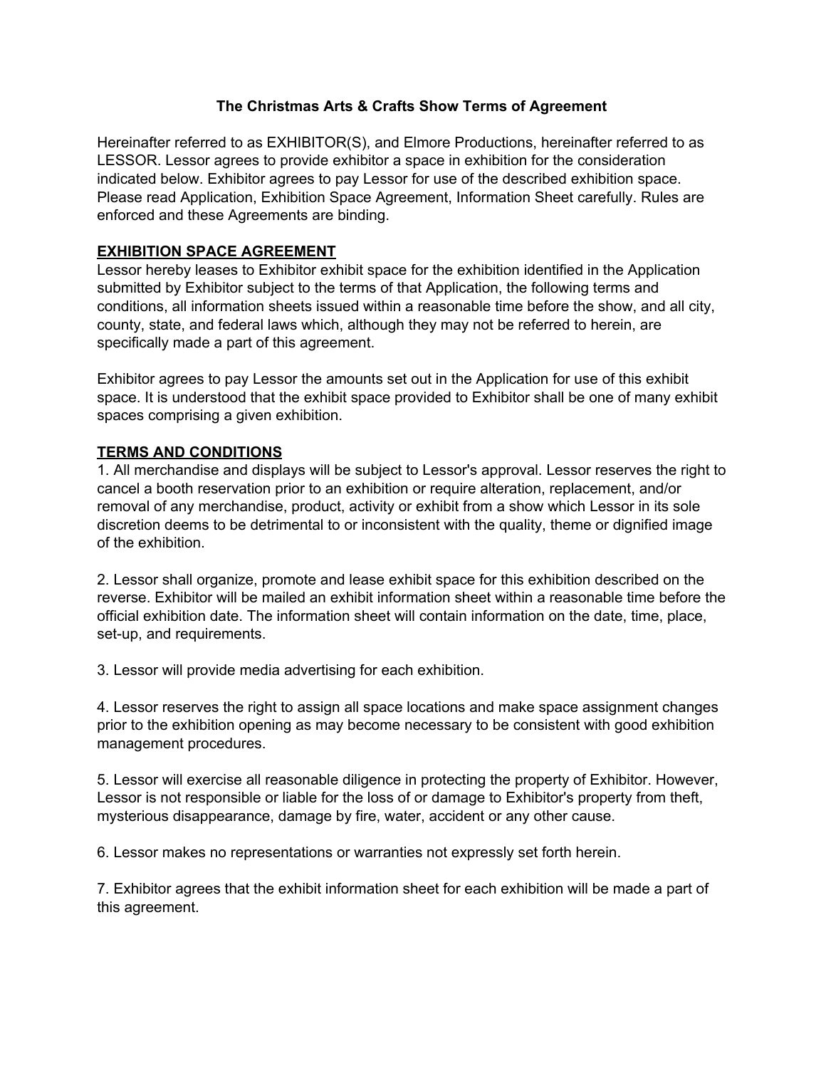# The Christmas Arts & Crafts Show Terms of Agreement

Hereinafter referred to as EXHIBITOR(S), and Elmore Productions, hereinafter referred to as LESSOR. Lessor agrees to provide exhibitor a space in exhibition for the consideration indicated below. Exhibitor agrees to pay Lessor for use of the described exhibition space. Please read Application, Exhibition Space Agreement, Information Sheet carefully. Rules are enforced and these Agreements are binding.

## EXHIBITION SPACE AGREEMENT

Lessor hereby leases to Exhibitor exhibit space for the exhibition identified in the Application submitted by Exhibitor subject to the terms of that Application, the following terms and conditions, all information sheets issued within a reasonable time before the show, and all city, county, state, and federal laws which, although they may not be referred to herein, are specifically made a part of this agreement.

Exhibitor agrees to pay Lessor the amounts set out in the Application for use of this exhibit space. It is understood that the exhibit space provided to Exhibitor shall be one of many exhibit spaces comprising a given exhibition.

## TERMS AND CONDITIONS

1. All merchandise and displays will be subject to Lessor's approval. Lessor reserves the right to cancel a booth reservation prior to an exhibition or require alteration, replacement, and/or removal of any merchandise, product, activity or exhibit from a show which Lessor in its sole discretion deems to be detrimental to or inconsistent with the quality, theme or dignified image of the exhibition.

2. Lessor shall organize, promote and lease exhibit space for this exhibition described on the reverse. Exhibitor will be mailed an exhibit information sheet within a reasonable time before the official exhibition date. The information sheet will contain information on the date, time, place, set-up, and requirements.

3. Lessor will provide media advertising for each exhibition.

4. Lessor reserves the right to assign all space locations and make space assignment changes prior to the exhibition opening as may become necessary to be consistent with good exhibition management procedures.

5. Lessor will exercise all reasonable diligence in protecting the property of Exhibitor. However, Lessor is not responsible or liable for the loss of or damage to Exhibitor's property from theft, mysterious disappearance, damage by fire, water, accident or any other cause.

6. Lessor makes no representations or warranties not expressly set forth herein.

7. Exhibitor agrees that the exhibit information sheet for each exhibition will be made a part of this agreement.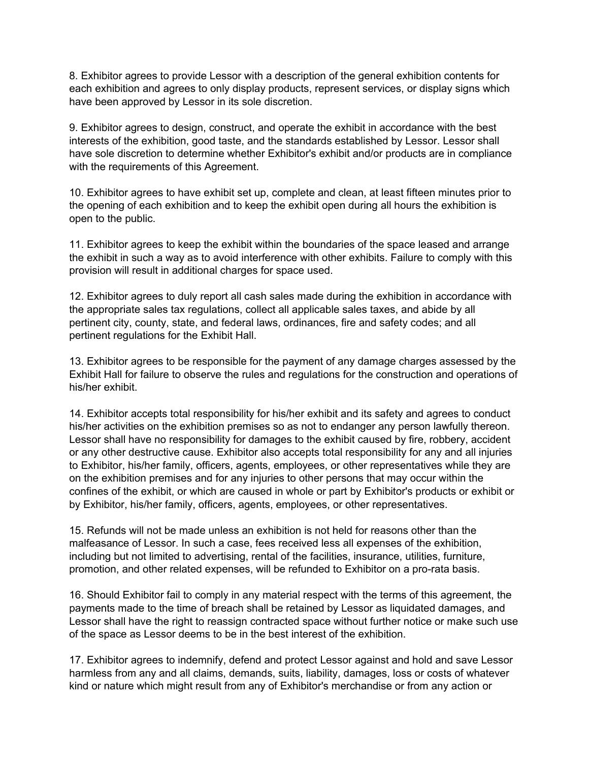8. Exhibitor agrees to provide Lessor with a description of the general exhibition contents for each exhibition and agrees to only display products, represent services, or display signs which have been approved by Lessor in its sole discretion.

9. Exhibitor agrees to design, construct, and operate the exhibit in accordance with the best interests of the exhibition, good taste, and the standards established by Lessor. Lessor shall have sole discretion to determine whether Exhibitor's exhibit and/or products are in compliance with the requirements of this Agreement.

10. Exhibitor agrees to have exhibit set up, complete and clean, at least fifteen minutes prior to the opening of each exhibition and to keep the exhibit open during all hours the exhibition is open to the public.

11. Exhibitor agrees to keep the exhibit within the boundaries of the space leased and arrange the exhibit in such a way as to avoid interference with other exhibits. Failure to comply with this provision will result in additional charges for space used.

12. Exhibitor agrees to duly report all cash sales made during the exhibition in accordance with the appropriate sales tax regulations, collect all applicable sales taxes, and abide by all pertinent city, county, state, and federal laws, ordinances, fire and safety codes; and all pertinent regulations for the Exhibit Hall.

13. Exhibitor agrees to be responsible for the payment of any damage charges assessed by the Exhibit Hall for failure to observe the rules and regulations for the construction and operations of his/her exhibit.

14. Exhibitor accepts total responsibility for his/her exhibit and its safety and agrees to conduct his/her activities on the exhibition premises so as not to endanger any person lawfully thereon. Lessor shall have no responsibility for damages to the exhibit caused by fire, robbery, accident or any other destructive cause. Exhibitor also accepts total responsibility for any and all injuries to Exhibitor, his/her family, officers, agents, employees, or other representatives while they are on the exhibition premises and for any injuries to other persons that may occur within the confines of the exhibit, or which are caused in whole or part by Exhibitor's products or exhibit or by Exhibitor, his/her family, officers, agents, employees, or other representatives.

15. Refunds will not be made unless an exhibition is not held for reasons other than the malfeasance of Lessor. In such a case, fees received less all expenses of the exhibition, including but not limited to advertising, rental of the facilities, insurance, utilities, furniture, promotion, and other related expenses, will be refunded to Exhibitor on a pro-rata basis.

16. Should Exhibitor fail to comply in any material respect with the terms of this agreement, the payments made to the time of breach shall be retained by Lessor as liquidated damages, and Lessor shall have the right to reassign contracted space without further notice or make such use of the space as Lessor deems to be in the best interest of the exhibition.

17. Exhibitor agrees to indemnify, defend and protect Lessor against and hold and save Lessor harmless from any and all claims, demands, suits, liability, damages, loss or costs of whatever kind or nature which might result from any of Exhibitor's merchandise or from any action or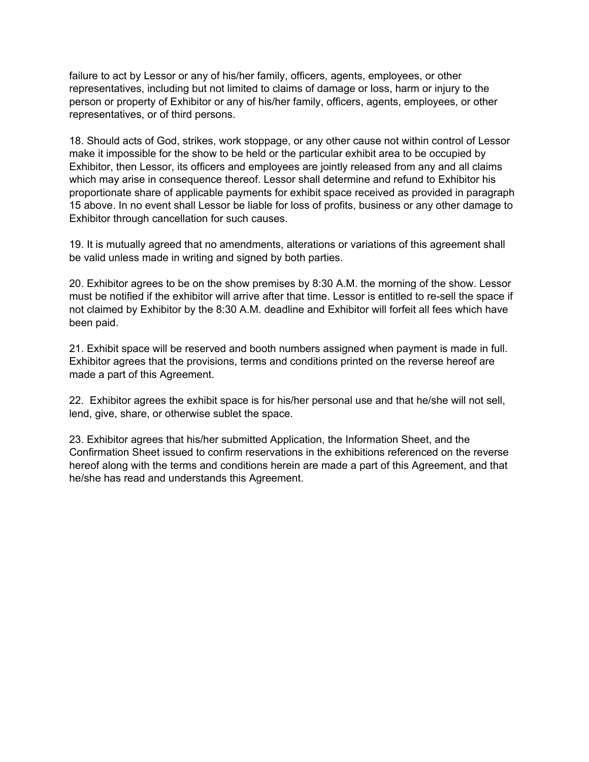failure to act by Lessor or any of his/her family, officers, agents, employees, or other representatives, including but not limited to claims of damage or loss, harm or injury to the person or property of Exhibitor or any of his/her family, officers, agents, employees, or other representatives, or of third persons.

18. Should acts of God, strikes, work stoppage, or any other cause not within control of Lessor make it impossible for the show to be held or the particular exhibit area to be occupied by Exhibitor, then Lessor, its officers and employees are jointly released from any and all claims which may arise in consequence thereof. Lessor shall determine and refund to Exhibitor his proportionate share of applicable payments for exhibit space received as provided in paragraph 15 above. In no event shall Lessor be liable for loss of profits, business or any other damage to Exhibitor through cancellation for such causes.

19. It is mutually agreed that no amendments, alterations or variations of this agreement shall be valid unless made in writing and signed by both parties.

20. Exhibitor agrees to be on the show premises by 8:30 A.M. the morning of the show. Lessor must be notified if the exhibitor will arrive after that time. Lessor is entitled to re-sell the space if not claimed by Exhibitor by the 8:30 A.M. deadline and Exhibitor will forfeit all fees which have been paid.

21. Exhibit space will be reserved and booth numbers assigned when payment is made in full. Exhibitor agrees that the provisions, terms and conditions printed on the reverse hereof are made a part of this Agreement.

22. Exhibitor agrees the exhibit space is for his/her personal use and that he/she will not sell, lend, give, share, or otherwise sublet the space.

23. Exhibitor agrees that his/her submitted Application, the Information Sheet, and the Confirmation Sheet issued to confirm reservations in the exhibitions referenced on the reverse hereof along with the terms and conditions herein are made a part of this Agreement, and that he/she has read and understands this Agreement.